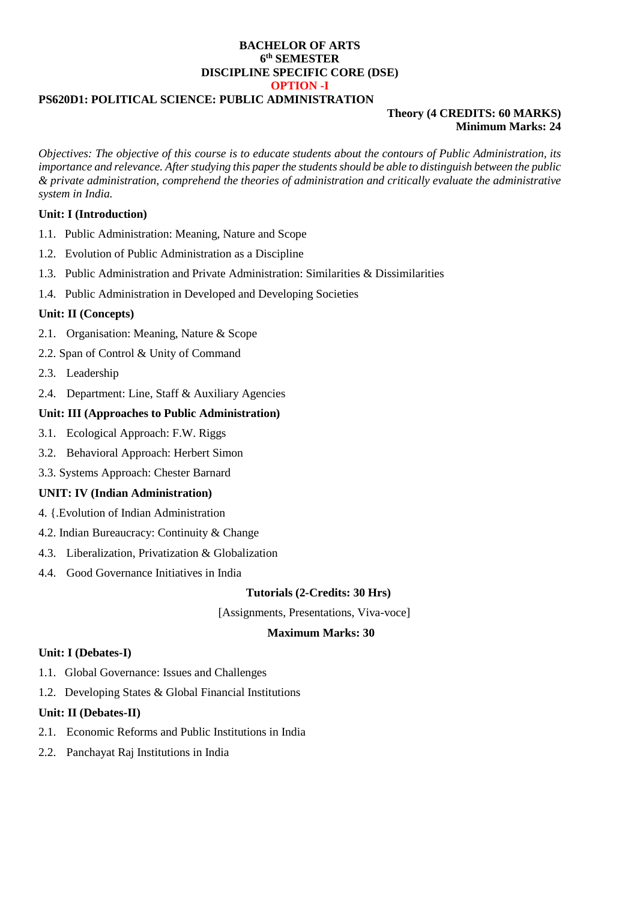**BACHELOR OF ARTS**
**6th SEMESTER**
**DISCIPLINE SPECIFIC CORE (DSE)**
**OPTION -I**

**PS620D1: POLITICAL SCIENCE: PUBLIC ADMINISTRATION**

**Theory (4 CREDITS: 60 MARKS)**
**Minimum Marks: 24**

*Objectives: The objective of this course is to educate students about the contours of Public Administration, its importance and relevance. After studying this paper the students should be able to distinguish between the public & private administration, comprehend the theories of administration and critically evaluate the administrative system in India.*

**Unit: I (Introduction)**

1.1. Public Administration: Meaning, Nature and Scope

1.2. Evolution of Public Administration as a Discipline

1.3. Public Administration and Private Administration: Similarities & Dissimilarities

1.4. Public Administration in Developed and Developing Societies

**Unit: II (Concepts)**

2.1. Organisation: Meaning, Nature & Scope

2.2. Span of Control & Unity of Command

2.3. Leadership

2.4. Department: Line, Staff & Auxiliary Agencies

**Unit: III (Approaches to Public Administration)**

3.1. Ecological Approach: F.W. Riggs

3.2. Behavioral Approach: Herbert Simon

3.3. Systems Approach: Chester Barnard

**UNIT: IV (Indian Administration)**

4. {.Evolution of Indian Administration

4.2. Indian Bureaucracy: Continuity & Change

4.3. Liberalization, Privatization & Globalization

4.4. Good Governance Initiatives in India

**Tutorials (2-Credits: 30 Hrs)**

[Assignments, Presentations, Viva-voce]

**Maximum Marks: 30**

**Unit: I (Debates-I)**

1.1. Global Governance: Issues and Challenges

1.2. Developing States & Global Financial Institutions

**Unit: II (Debates-II)**

2.1. Economic Reforms and Public Institutions in India

2.2. Panchayat Raj Institutions in India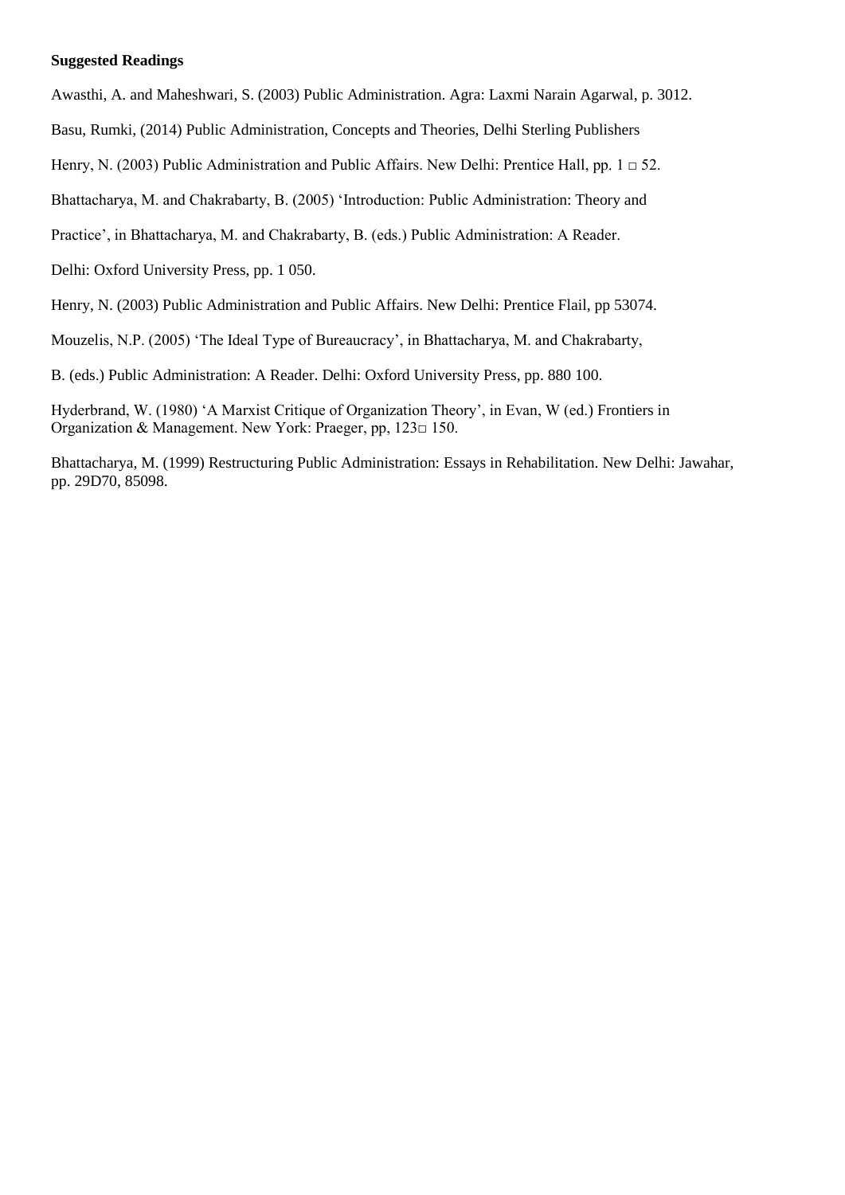**Suggested Readings**

Awasthi, A. and Maheshwari, S. (2003) Public Administration. Agra: Laxmi Narain Agarwal, p. 3012.

Basu, Rumki, (2014) Public Administration, Concepts and Theories, Delhi Sterling Publishers

Henry, N. (2003) Public Administration and Public Affairs. New Delhi: Prentice Hall, pp. 1 □ 52.

Bhattacharya, M. and Chakrabarty, B. (2005) 'Introduction: Public Administration: Theory and

Practice', in Bhattacharya, M. and Chakrabarty, B. (eds.) Public Administration: A Reader.

Delhi: Oxford University Press, pp. 1 050.

Henry, N. (2003) Public Administration and Public Affairs. New Delhi: Prentice Flail, pp 53074.

Mouzelis, N.P. (2005) 'The Ideal Type of Bureaucracy', in Bhattacharya, M. and Chakrabarty,

B. (eds.) Public Administration: A Reader. Delhi: Oxford University Press, pp. 880 100.

Hyderbrand, W. (1980) 'A Marxist Critique of Organization Theory', in Evan, W (ed.) Frontiers in Organization & Management. New York: Praeger, pp, 123□ 150.

Bhattacharya, M. (1999) Restructuring Public Administration: Essays in Rehabilitation. New Delhi: Jawahar, pp. 29D70, 85098.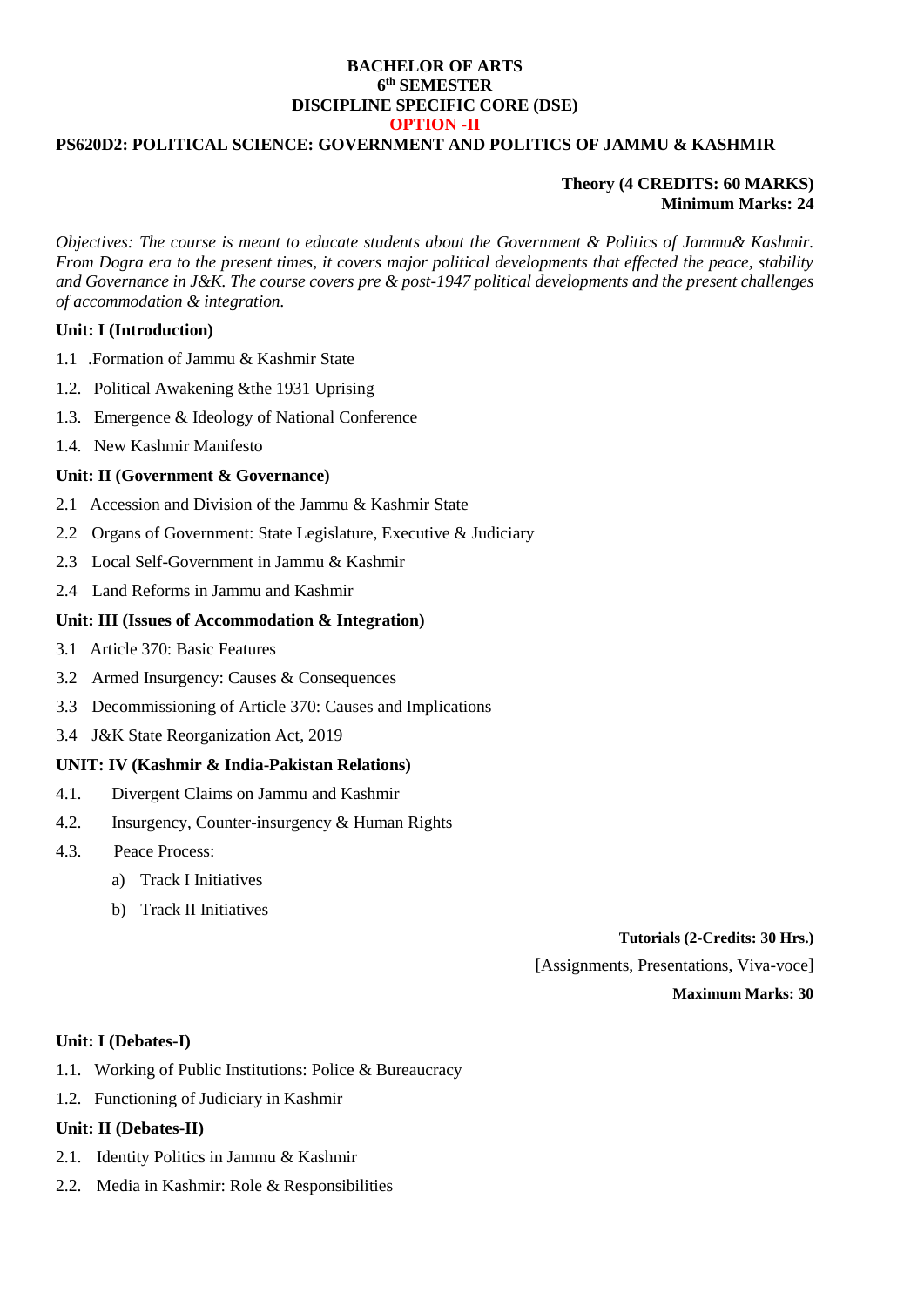**BACHELOR OF ARTS**
**6th SEMESTER**
**DISCIPLINE SPECIFIC CORE (DSE)**
**OPTION -II**

**PS620D2: POLITICAL SCIENCE: GOVERNMENT AND POLITICS OF JAMMU & KASHMIR**

**Theory (4 CREDITS: 60 MARKS)**
**Minimum Marks: 24**

*Objectives: The course is meant to educate students about the Government & Politics of Jammu& Kashmir. From Dogra era to the present times, it covers major political developments that effected the peace, stability and Governance in J&K. The course covers pre & post-1947 political developments and the present challenges of accommodation & integration.*

**Unit: I (Introduction)**

1.1 .Formation of Jammu & Kashmir State

1.2. Political Awakening &the 1931 Uprising

1.3. Emergence & Ideology of National Conference

1.4. New Kashmir Manifesto

**Unit: II (Government & Governance)**

2.1 Accession and Division of the Jammu & Kashmir State

2.2 Organs of Government: State Legislature, Executive & Judiciary

2.3 Local Self-Government in Jammu & Kashmir

2.4 Land Reforms in Jammu and Kashmir

**Unit: III (Issues of Accommodation & Integration)**

3.1 Article 370: Basic Features

3.2 Armed Insurgency: Causes & Consequences

3.3 Decommissioning of Article 370: Causes and Implications

3.4 J&K State Reorganization Act, 2019

**UNIT: IV (Kashmir & India-Pakistan Relations)**

4.1. Divergent Claims on Jammu and Kashmir

4.2. Insurgency, Counter-insurgency & Human Rights

4.3. Peace Process:

a) Track I Initiatives

b) Track II Initiatives

**Tutorials (2-Credits: 30 Hrs.)**
[Assignments, Presentations, Viva-voce]
**Maximum Marks: 30**

**Unit: I (Debates-I)**

1.1. Working of Public Institutions: Police & Bureaucracy

1.2. Functioning of Judiciary in Kashmir

**Unit: II (Debates-II)**

2.1. Identity Politics in Jammu & Kashmir

2.2. Media in Kashmir: Role & Responsibilities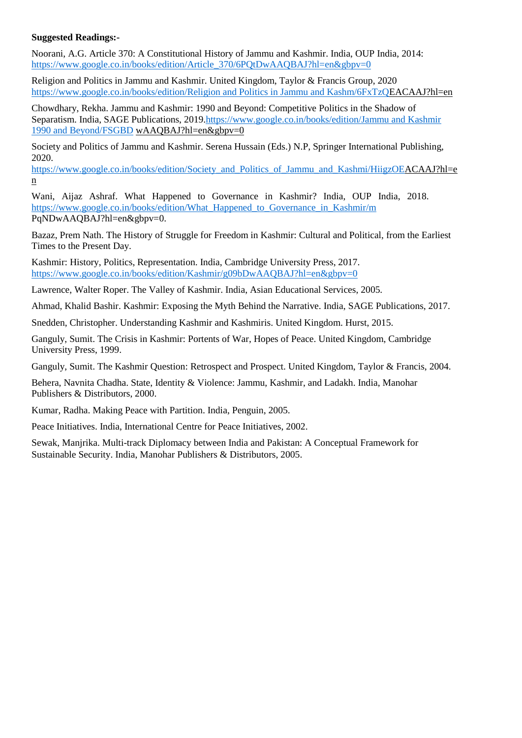**Suggested Readings:-**

Noorani, A.G. Article 370: A Constitutional History of Jammu and Kashmir. India, OUP India, 2014: https://www.google.co.in/books/edition/Article_370/6PQtDwAAQBAJ?hl=en&gbpv=0

Religion and Politics in Jammu and Kashmir. United Kingdom, Taylor & Francis Group, 2020 https://www.google.co.in/books/edition/Religion and Politics in Jammu and Kashm/6FxTzQEACAAJ?hl=en

Chowdhary, Rekha. Jammu and Kashmir: 1990 and Beyond: Competitive Politics in the Shadow of Separatism. India, SAGE Publications, 2019.https://www.google.co.in/books/edition/Jammu and Kashmir 1990 and Beyond/FSGBD wAAQBAJ?hl=en&gbpv=0

Society and Politics of Jammu and Kashmir. Serena Hussain (Eds.) N.P, Springer International Publishing, 2020.
https://www.google.co.in/books/edition/Society_and_Politics_of_Jammu_and_Kashmi/HiigzOEACAAJ?hl=en

Wani, Aijaz Ashraf. What Happened to Governance in Kashmir? India, OUP India, 2018. https://www.google.co.in/books/edition/What_Happened_to_Governance_in_Kashmir/m PqNDwAAQBAJ?hl=en&gbpv=0.

Bazaz, Prem Nath. The History of Struggle for Freedom in Kashmir: Cultural and Political, from the Earliest Times to the Present Day.

Kashmir: History, Politics, Representation. India, Cambridge University Press, 2017. https://www.google.co.in/books/edition/Kashmir/g09bDwAAQBAJ?hl=en&gbpv=0

Lawrence, Walter Roper. The Valley of Kashmir. India, Asian Educational Services, 2005.

Ahmad, Khalid Bashir. Kashmir: Exposing the Myth Behind the Narrative. India, SAGE Publications, 2017.

Snedden, Christopher. Understanding Kashmir and Kashmiris. United Kingdom. Hurst, 2015.

Ganguly, Sumit. The Crisis in Kashmir: Portents of War, Hopes of Peace. United Kingdom, Cambridge University Press, 1999.

Ganguly, Sumit. The Kashmir Question: Retrospect and Prospect. United Kingdom, Taylor & Francis, 2004.

Behera, Navnita Chadha. State, Identity & Violence: Jammu, Kashmir, and Ladakh. India, Manohar Publishers & Distributors, 2000.

Kumar, Radha. Making Peace with Partition. India, Penguin, 2005.

Peace Initiatives. India, International Centre for Peace Initiatives, 2002.

Sewak, Manjrika. Multi-track Diplomacy between India and Pakistan: A Conceptual Framework for Sustainable Security. India, Manohar Publishers & Distributors, 2005.